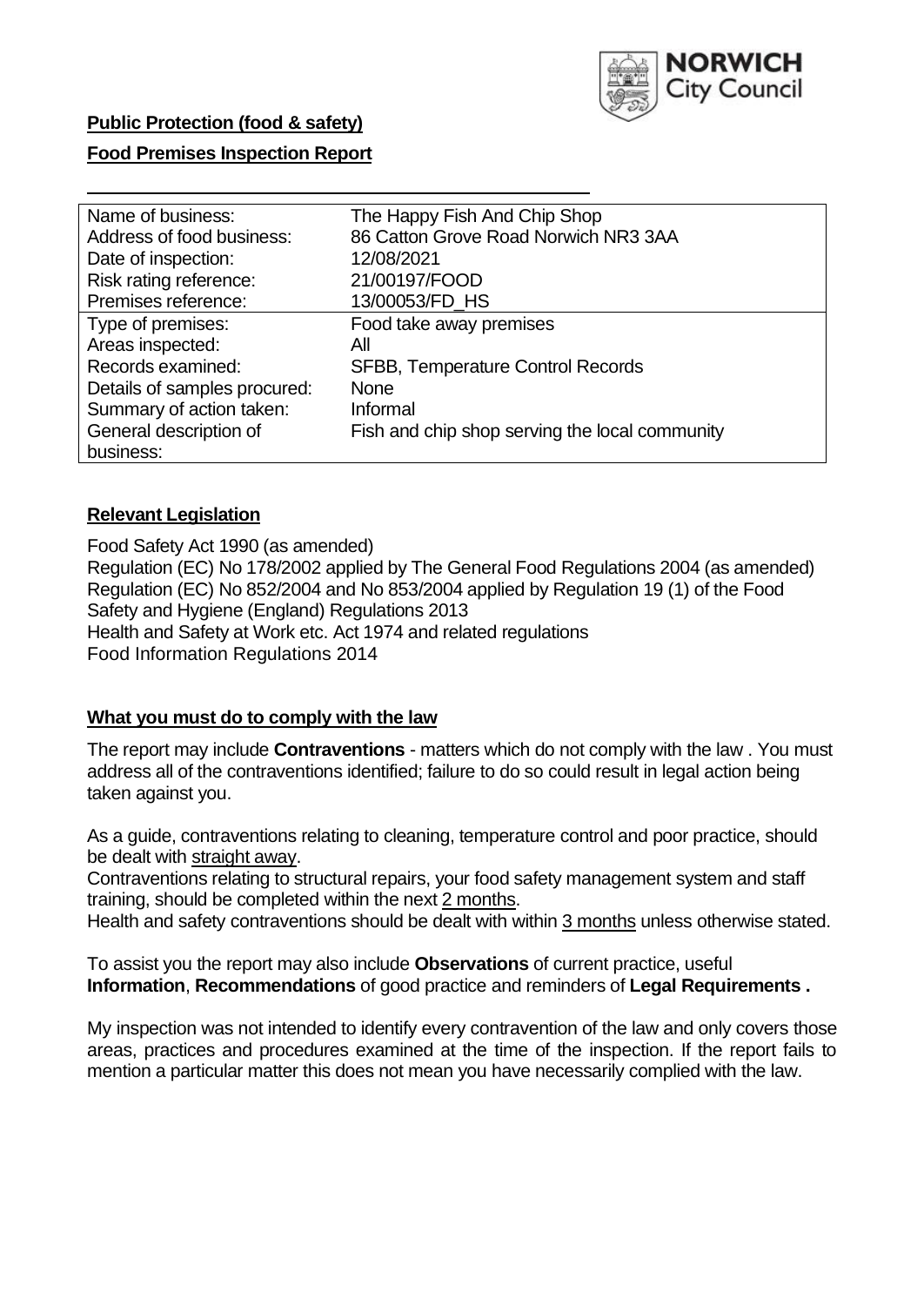**Public Protection (food & safety)**

**Food Premises Inspection Report**

| Name of business: | The Happy Fish And Chip Shop |
| --- | --- |
| Address of food business: | 86 Catton Grove Road Norwich NR3 3AA |
| Date of inspection: | 12/08/2021 |
| Risk rating reference: | 21/00197/FOOD |
| Premises reference: | 13/00053/FD_HS |
| Type of premises: | Food take away premises |
| Areas inspected: | All |
| Records examined: | SFBB, Temperature Control Records |
| Details of samples procured: | None |
| Summary of action taken: | Informal |
| General description of business: | Fish and chip shop serving the local community |

## Relevant Legislation

Food Safety Act 1990 (as amended)
Regulation (EC) No 178/2002 applied by The General Food Regulations 2004 (as amended)
Regulation (EC) No 852/2004 and No 853/2004 applied by Regulation 19 (1) of the Food Safety and Hygiene (England) Regulations 2013
Health and Safety at Work etc. Act 1974 and related regulations
Food Information Regulations 2014

## What you must do to comply with the law

The report may include **Contraventions** - matters which do not comply with the law . You must address all of the contraventions identified; failure to do so could result in legal action being taken against you.

As a guide, contraventions relating to cleaning, temperature control and poor practice, should be dealt with straight away.

Contraventions relating to structural repairs, your food safety management system and staff training, should be completed within the next 2 months.

Health and safety contraventions should be dealt with within 3 months unless otherwise stated.

To assist you the report may also include **Observations** of current practice, useful **Information**, **Recommendations** of good practice and reminders of **Legal Requirements .**

My inspection was not intended to identify every contravention of the law and only covers those areas, practices and procedures examined at the time of the inspection. If the report fails to mention a particular matter this does not mean you have necessarily complied with the law.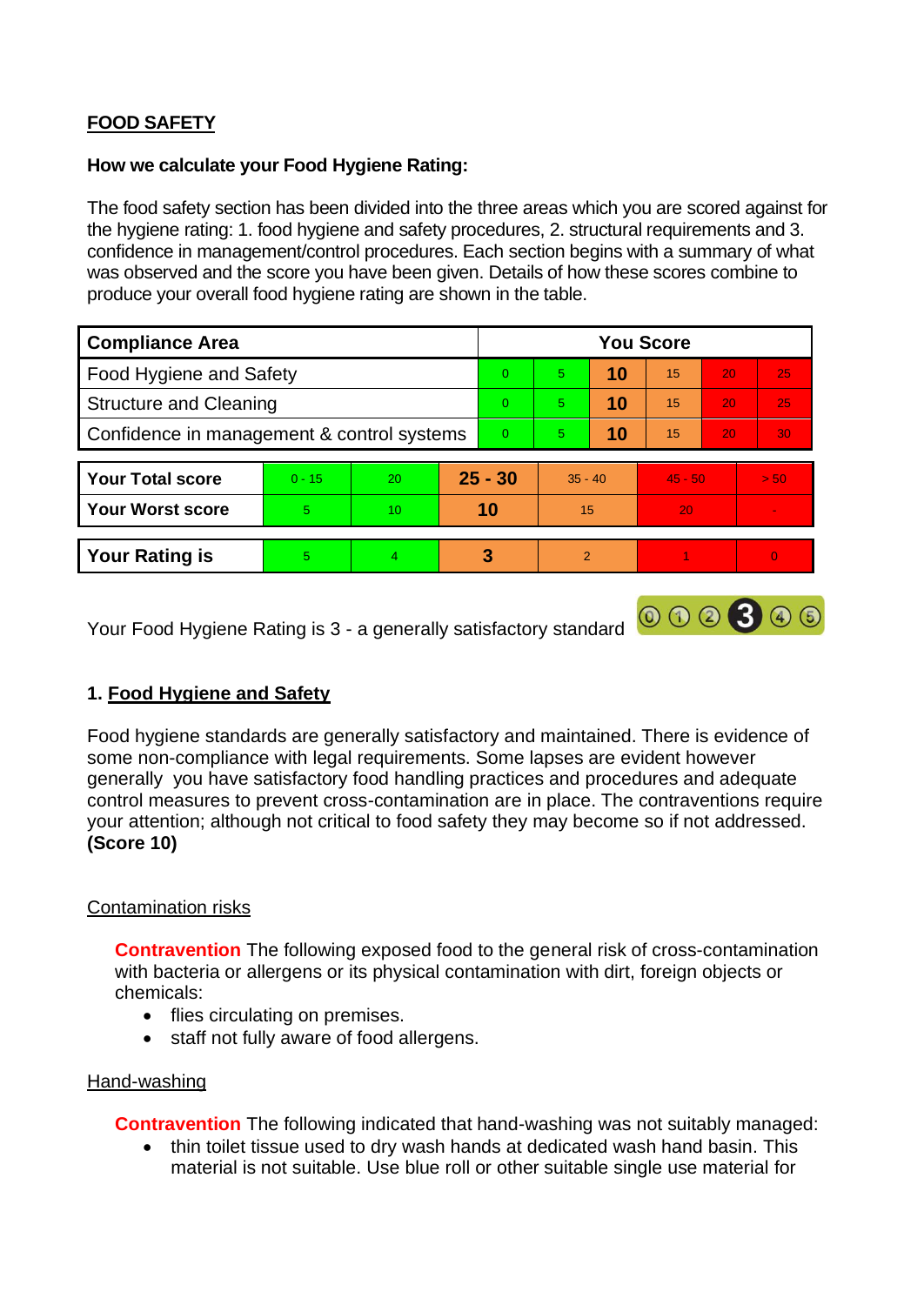**FOOD SAFETY**

**How we calculate your Food Hygiene Rating:**

The food safety section has been divided into the three areas which you are scored against for the hygiene rating: 1. food hygiene and safety procedures, 2. structural requirements and 3. confidence in management/control procedures. Each section begins with a summary of what was observed and the score you have been given. Details of how these scores combine to produce your overall food hygiene rating are shown in the table.

| Compliance Area | You Score | | | | | |
|---|---|---|---|---|---|---|
| Food Hygiene and Safety | 0 | 5 | **10** | 15 | 20 | 25 |
| Structure and Cleaning | 0 | 5 | **10** | 15 | 20 | 25 |
| Confidence in management & control systems | 0 | 5 | **10** | 15 | 20 | 30 |

| | | | | | | |
|---|---|---|---|---|---|---|
| **Your Total score** | 0 - 15 | 20 | **25 - 30** | 35 - 40 | 45 - 50 | > 50 |
| **Your Worst score** | 5 | 10 | **10** | 15 | 20 | - |

| | | | | | | |
|---|---|---|---|---|---|---|
| **Your Rating is** | 5 | 4 | **3** | 2 | 1 | 0 |

Your Food Hygiene Rating is 3 - a generally satisfactory standard

## 1. Food Hygiene and Safety

Food hygiene standards are generally satisfactory and maintained. There is evidence of some non-compliance with legal requirements. Some lapses are evident however generally you have satisfactory food handling practices and procedures and adequate control measures to prevent cross-contamination are in place. The contraventions require your attention; although not critical to food safety they may become so if not addressed. **(Score 10)**

Contamination risks

**Contravention** The following exposed food to the general risk of cross-contamination with bacteria or allergens or its physical contamination with dirt, foreign objects or chemicals:

- flies circulating on premises.
- staff not fully aware of food allergens.

Hand-washing

**Contravention** The following indicated that hand-washing was not suitably managed:

- thin toilet tissue used to dry wash hands at dedicated wash hand basin. This material is not suitable. Use blue roll or other suitable single use material for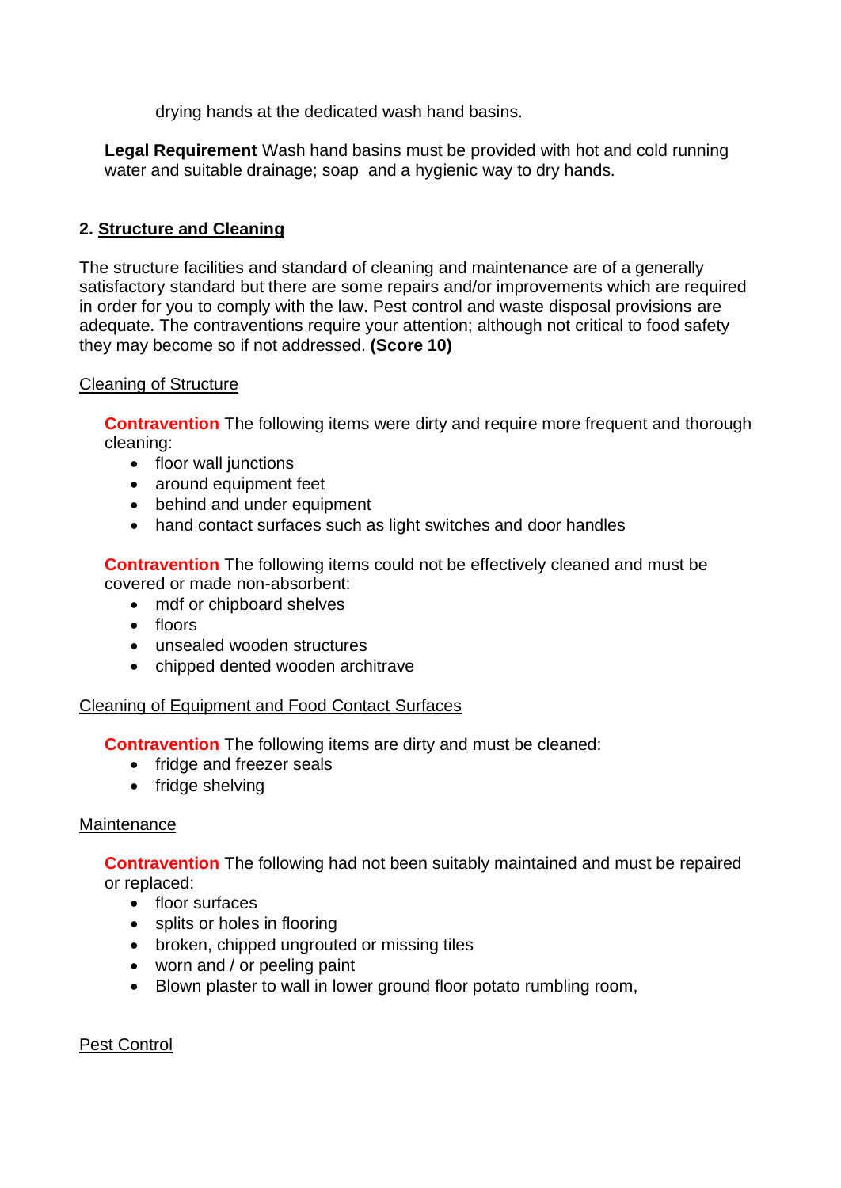drying hands at the dedicated wash hand basins.

**Legal Requirement** Wash hand basins must be provided with hot and cold running water and suitable drainage; soap and a hygienic way to dry hands.

## 2. Structure and Cleaning

The structure facilities and standard of cleaning and maintenance are of a generally satisfactory standard but there are some repairs and/or improvements which are required in order for you to comply with the law. Pest control and waste disposal provisions are adequate. The contraventions require your attention; although not critical to food safety they may become so if not addressed. **(Score 10)**

### Cleaning of Structure

**Contravention** The following items were dirty and require more frequent and thorough cleaning:

- floor wall junctions
- around equipment feet
- behind and under equipment
- hand contact surfaces such as light switches and door handles

**Contravention** The following items could not be effectively cleaned and must be covered or made non-absorbent:

- mdf or chipboard shelves
- floors
- unsealed wooden structures
- chipped dented wooden architrave

### Cleaning of Equipment and Food Contact Surfaces

**Contravention** The following items are dirty and must be cleaned:

- fridge and freezer seals
- fridge shelving

### Maintenance

**Contravention** The following had not been suitably maintained and must be repaired or replaced:

- floor surfaces
- splits or holes in flooring
- broken, chipped ungrouted or missing tiles
- worn and / or peeling paint
- Blown plaster to wall in lower ground floor potato rumbling room,

### Pest Control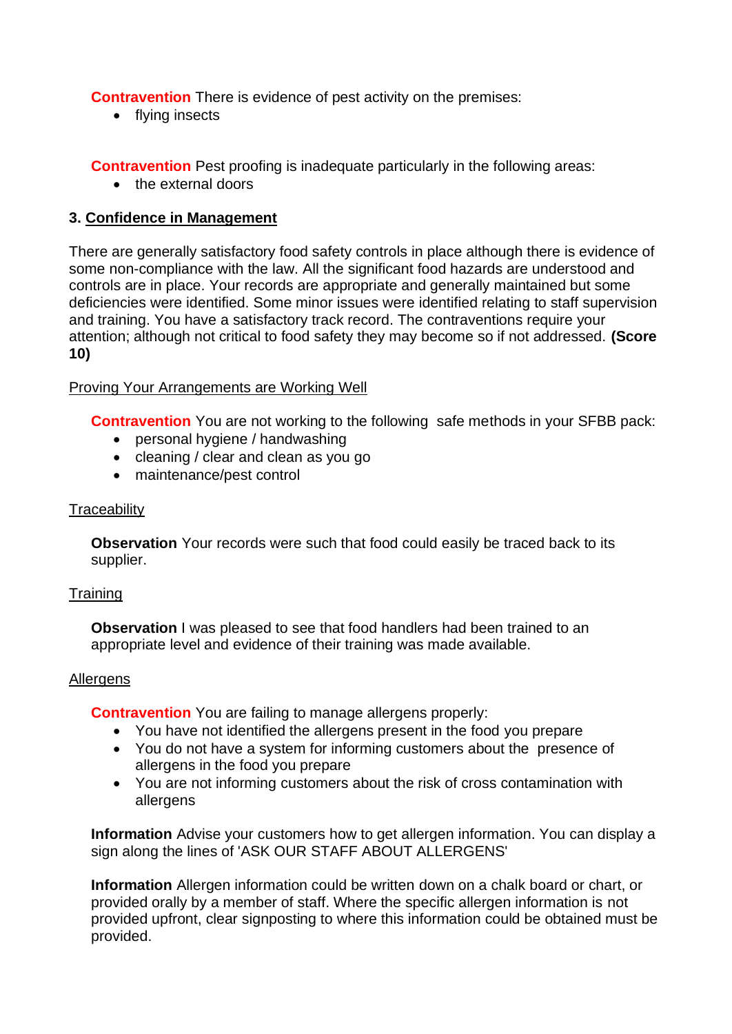**Contravention** There is evidence of pest activity on the premises:

- flying insects

**Contravention** Pest proofing is inadequate particularly in the following areas:

- the external doors

### 3. Confidence in Management

There are generally satisfactory food safety controls in place although there is evidence of some non-compliance with the law. All the significant food hazards are understood and controls are in place. Your records are appropriate and generally maintained but some deficiencies were identified. Some minor issues were identified relating to staff supervision and training. You have a satisfactory track record. The contraventions require your attention; although not critical to food safety they may become so if not addressed. **(Score 10)**

Proving Your Arrangements are Working Well

**Contravention** You are not working to the following safe methods in your SFBB pack:

- personal hygiene / handwashing
- cleaning / clear and clean as you go
- maintenance/pest control

Traceability

**Observation** Your records were such that food could easily be traced back to its supplier.

Training

**Observation** I was pleased to see that food handlers had been trained to an appropriate level and evidence of their training was made available.

Allergens

**Contravention** You are failing to manage allergens properly:

- You have not identified the allergens present in the food you prepare
- You do not have a system for informing customers about the presence of allergens in the food you prepare
- You are not informing customers about the risk of cross contamination with allergens

**Information** Advise your customers how to get allergen information. You can display a sign along the lines of 'ASK OUR STAFF ABOUT ALLERGENS'

**Information** Allergen information could be written down on a chalk board or chart, or provided orally by a member of staff. Where the specific allergen information is not provided upfront, clear signposting to where this information could be obtained must be provided.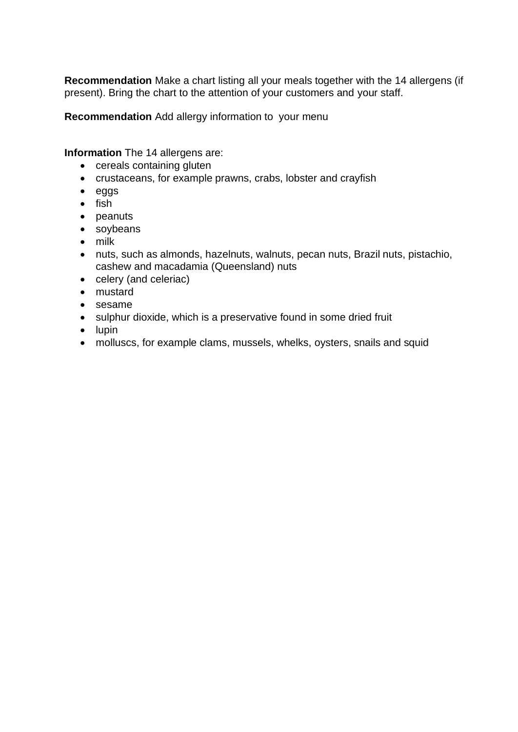**Recommendation** Make a chart listing all your meals together with the 14 allergens (if present). Bring the chart to the attention of your customers and your staff.

**Recommendation** Add allergy information to your menu

**Information** The 14 allergens are:

- cereals containing gluten
- crustaceans, for example prawns, crabs, lobster and crayfish
- eggs
- fish
- peanuts
- soybeans
- milk
- nuts, such as almonds, hazelnuts, walnuts, pecan nuts, Brazil nuts, pistachio, cashew and macadamia (Queensland) nuts
- celery (and celeriac)
- mustard
- sesame
- sulphur dioxide, which is a preservative found in some dried fruit
- lupin
- molluscs, for example clams, mussels, whelks, oysters, snails and squid